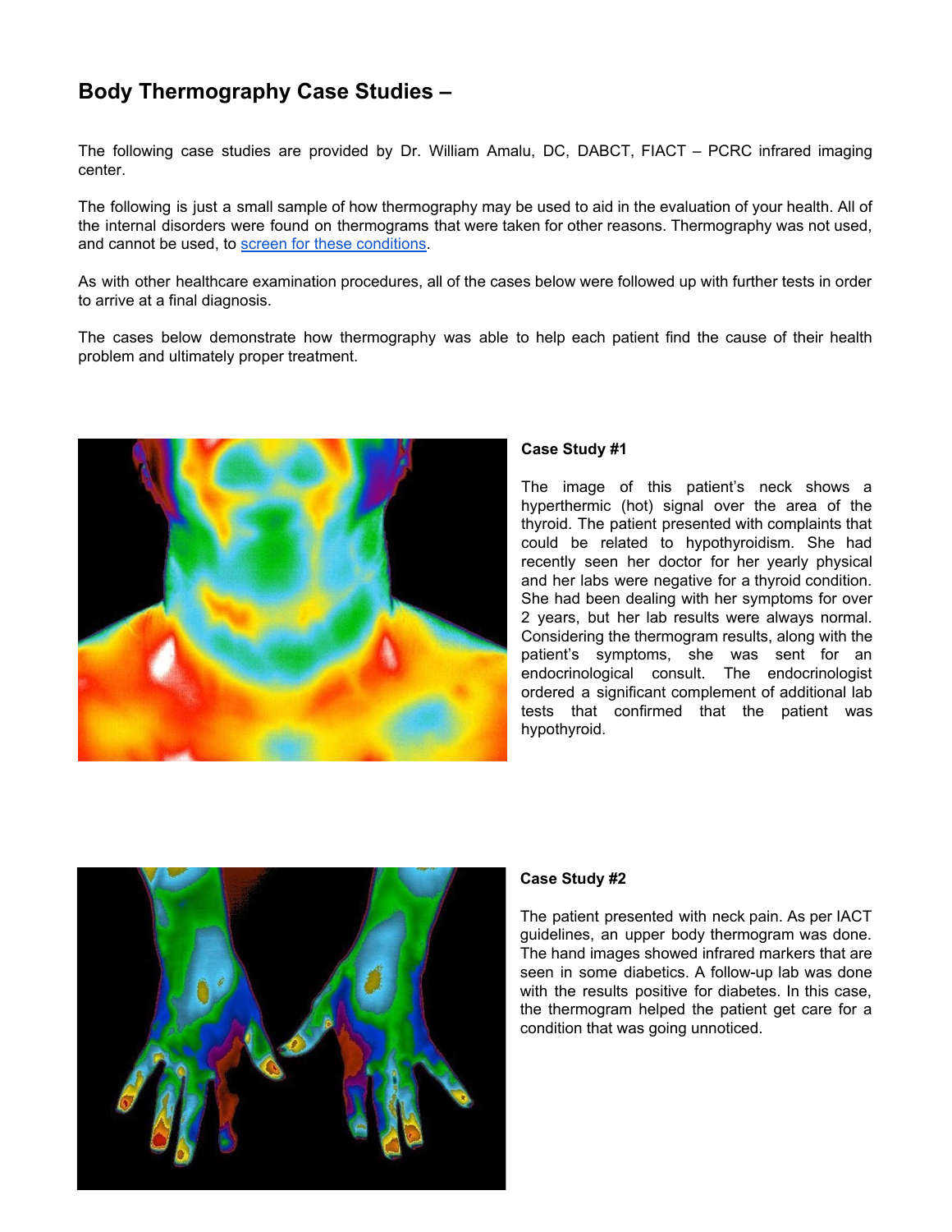# Body Thermography Case Studies –

The following case studies are provided by Dr. William Amalu, DC, DABCT, FIACT – PCRC infrared imaging center.

The following is just a small sample of how thermography may be used to aid in the evaluation of your health. All of the internal disorders were found on thermograms that were taken for other reasons. Thermography was not used, and cannot be used, to screen for these conditions.

As with other healthcare examination procedures, all of the cases below were followed up with further tests in order to arrive at a final diagnosis.

The cases below demonstrate how thermography was able to help each patient find the cause of their health problem and ultimately proper treatment.

**Case Study #1**

The image of this patient's neck shows a hyperthermic (hot) signal over the area of the thyroid. The patient presented with complaints that could be related to hypothyroidism. She had recently seen her doctor for her yearly physical and her labs were negative for a thyroid condition. She had been dealing with her symptoms for over 2 years, but her lab results were always normal. Considering the thermogram results, along with the patient's symptoms, she was sent for an endocrinological consult. The endocrinologist ordered a significant complement of additional lab tests that confirmed that the patient was hypothyroid.

**Case Study #2**

The patient presented with neck pain. As per IACT guidelines, an upper body thermogram was done. The hand images showed infrared markers that are seen in some diabetics. A follow-up lab was done with the results positive for diabetes. In this case, the thermogram helped the patient get care for a condition that was going unnoticed.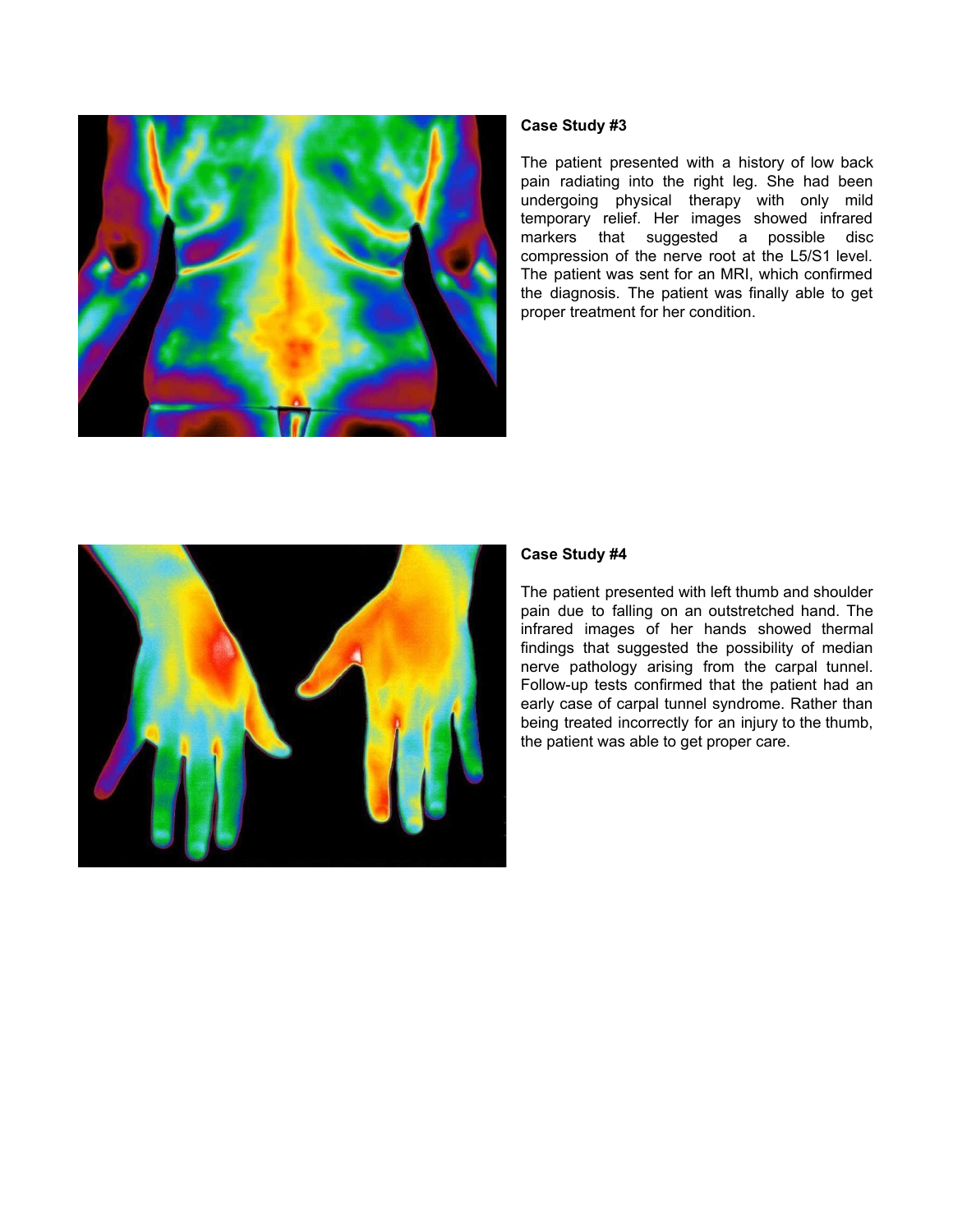### Case Study #3

The patient presented with a history of low back pain radiating into the right leg. She had been undergoing physical therapy with only mild temporary relief. Her images showed infrared markers that suggested a possible disc compression of the nerve root at the L5/S1 level. The patient was sent for an MRI, which confirmed the diagnosis. The patient was finally able to get proper treatment for her condition.

### Case Study #4

The patient presented with left thumb and shoulder pain due to falling on an outstretched hand. The infrared images of her hands showed thermal findings that suggested the possibility of median nerve pathology arising from the carpal tunnel. Follow-up tests confirmed that the patient had an early case of carpal tunnel syndrome. Rather than being treated incorrectly for an injury to the thumb, the patient was able to get proper care.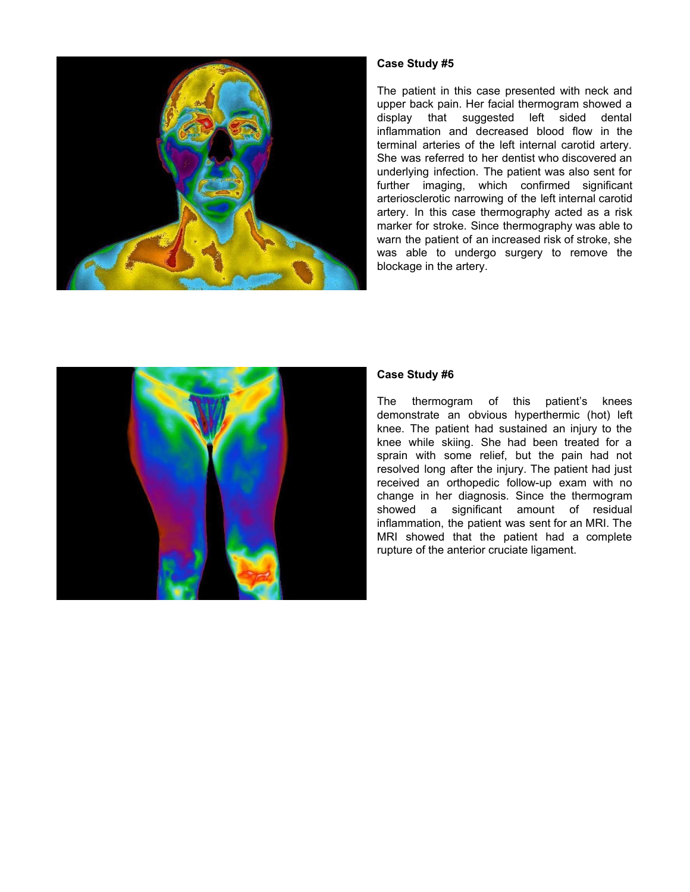### Case Study #5

The patient in this case presented with neck and upper back pain. Her facial thermogram showed a display that suggested left sided dental inflammation and decreased blood flow in the terminal arteries of the left internal carotid artery. She was referred to her dentist who discovered an underlying infection. The patient was also sent for further imaging, which confirmed significant arteriosclerotic narrowing of the left internal carotid artery. In this case thermography acted as a risk marker for stroke. Since thermography was able to warn the patient of an increased risk of stroke, she was able to undergo surgery to remove the blockage in the artery.

### Case Study #6

The thermogram of this patient's knees demonstrate an obvious hyperthermic (hot) left knee. The patient had sustained an injury to the knee while skiing. She had been treated for a sprain with some relief, but the pain had not resolved long after the injury. The patient had just received an orthopedic follow-up exam with no change in her diagnosis. Since the thermogram showed a significant amount of residual inflammation, the patient was sent for an MRI. The MRI showed that the patient had a complete rupture of the anterior cruciate ligament.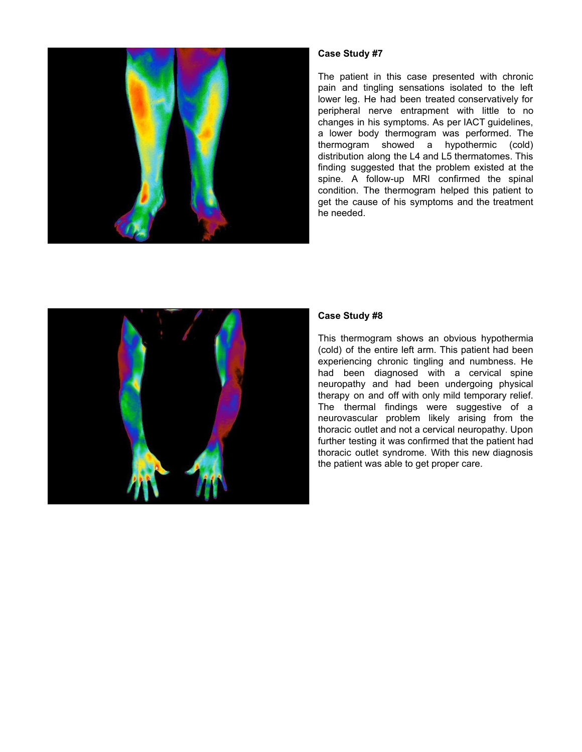### Case Study #7

The patient in this case presented with chronic pain and tingling sensations isolated to the left lower leg. He had been treated conservatively for peripheral nerve entrapment with little to no changes in his symptoms. As per IACT guidelines, a lower body thermogram was performed. The thermogram showed a hypothermic (cold) distribution along the L4 and L5 thermatomes. This finding suggested that the problem existed at the spine. A follow-up MRI confirmed the spinal condition. The thermogram helped this patient to get the cause of his symptoms and the treatment he needed.

### Case Study #8

This thermogram shows an obvious hypothermia (cold) of the entire left arm. This patient had been experiencing chronic tingling and numbness. He had been diagnosed with a cervical spine neuropathy and had been undergoing physical therapy on and off with only mild temporary relief. The thermal findings were suggestive of a neurovascular problem likely arising from the thoracic outlet and not a cervical neuropathy. Upon further testing it was confirmed that the patient had thoracic outlet syndrome. With this new diagnosis the patient was able to get proper care.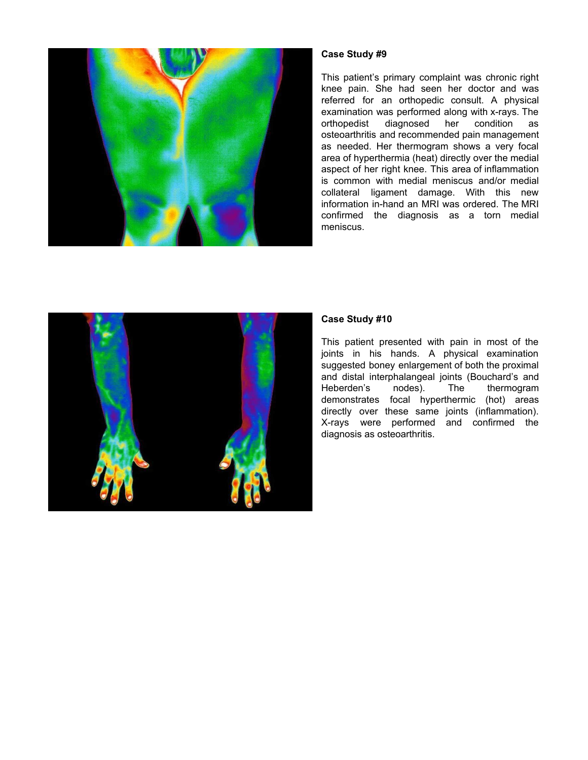**Case Study #9**

This patient's primary complaint was chronic right knee pain. She had seen her doctor and was referred for an orthopedic consult. A physical examination was performed along with x-rays. The orthopedist diagnosed her condition as osteoarthritis and recommended pain management as needed. Her thermogram shows a very focal area of hyperthermia (heat) directly over the medial aspect of her right knee. This area of inflammation is common with medial meniscus and/or medial collateral ligament damage. With this new information in-hand an MRI was ordered. The MRI confirmed the diagnosis as a torn medial meniscus.

**Case Study #10**

This patient presented with pain in most of the joints in his hands. A physical examination suggested boney enlargement of both the proximal and distal interphalangeal joints (Bouchard's and Heberden's nodes). The thermogram demonstrates focal hyperthermic (hot) areas directly over these same joints (inflammation). X-rays were performed and confirmed the diagnosis as osteoarthritis.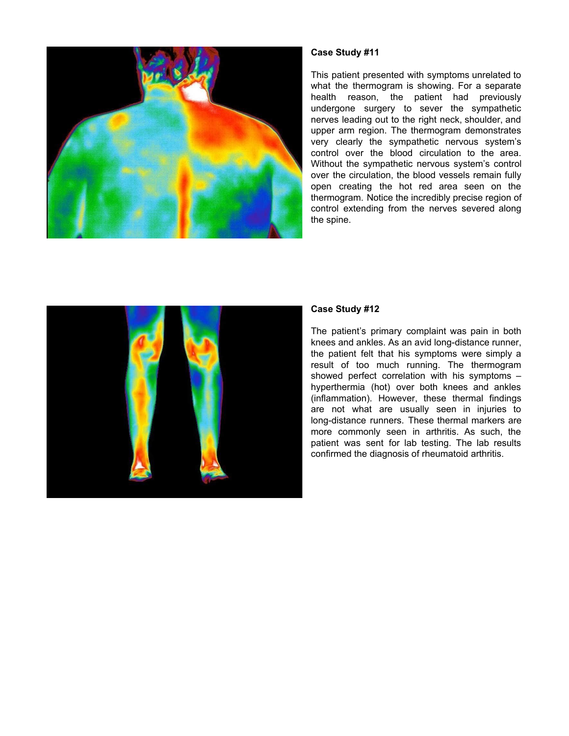**Case Study #11**

This patient presented with symptoms unrelated to what the thermogram is showing. For a separate health reason, the patient had previously undergone surgery to sever the sympathetic nerves leading out to the right neck, shoulder, and upper arm region. The thermogram demonstrates very clearly the sympathetic nervous system's control over the blood circulation to the area. Without the sympathetic nervous system's control over the circulation, the blood vessels remain fully open creating the hot red area seen on the thermogram. Notice the incredibly precise region of control extending from the nerves severed along the spine.

**Case Study #12**

The patient's primary complaint was pain in both knees and ankles. As an avid long-distance runner, the patient felt that his symptoms were simply a result of too much running. The thermogram showed perfect correlation with his symptoms – hyperthermia (hot) over both knees and ankles (inflammation). However, these thermal findings are not what are usually seen in injuries to long-distance runners. These thermal markers are more commonly seen in arthritis. As such, the patient was sent for lab testing. The lab results confirmed the diagnosis of rheumatoid arthritis.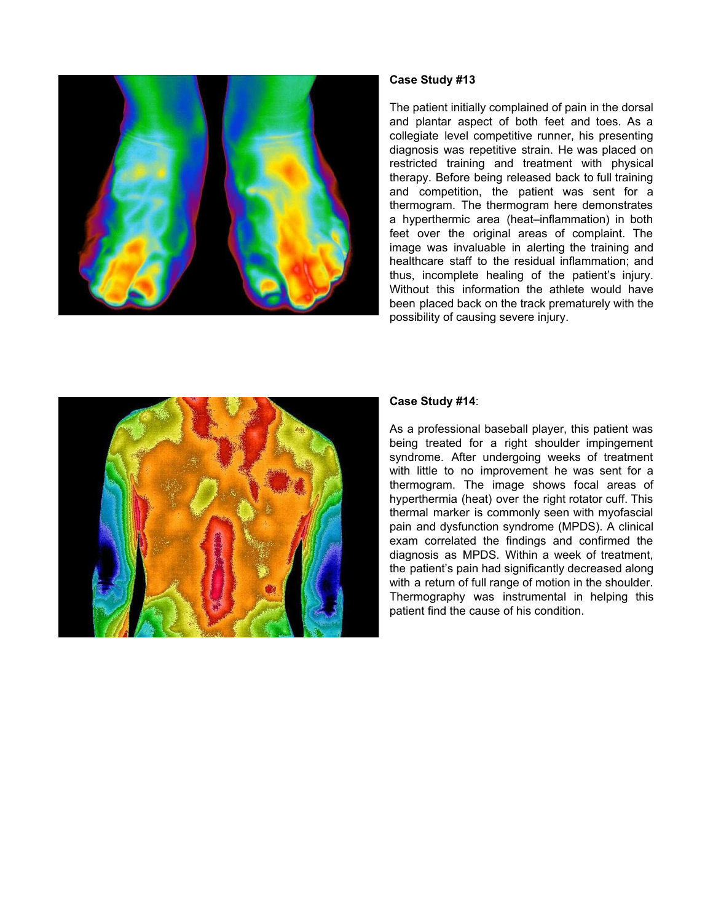**Case Study #13**

The patient initially complained of pain in the dorsal and plantar aspect of both feet and toes. As a collegiate level competitive runner, his presenting diagnosis was repetitive strain. He was placed on restricted training and treatment with physical therapy. Before being released back to full training and competition, the patient was sent for a thermogram. The thermogram here demonstrates a hyperthermic area (heat–inflammation) in both feet over the original areas of complaint. The image was invaluable in alerting the training and healthcare staff to the residual inflammation; and thus, incomplete healing of the patient's injury. Without this information the athlete would have been placed back on the track prematurely with the possibility of causing severe injury.

**Case Study #14**:

As a professional baseball player, this patient was being treated for a right shoulder impingement syndrome. After undergoing weeks of treatment with little to no improvement he was sent for a thermogram. The image shows focal areas of hyperthermia (heat) over the right rotator cuff. This thermal marker is commonly seen with myofascial pain and dysfunction syndrome (MPDS). A clinical exam correlated the findings and confirmed the diagnosis as MPDS. Within a week of treatment, the patient's pain had significantly decreased along with a return of full range of motion in the shoulder. Thermography was instrumental in helping this patient find the cause of his condition.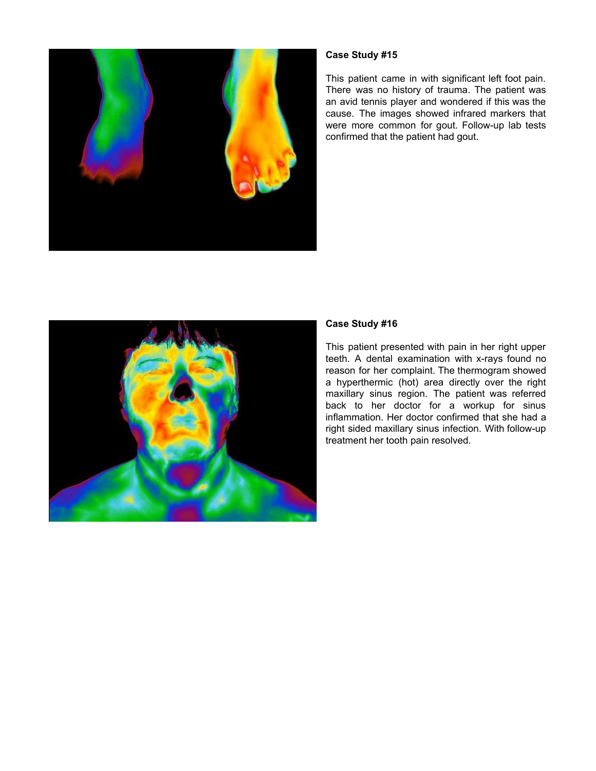**Case Study #15**

This patient came in with significant left foot pain. There was no history of trauma. The patient was an avid tennis player and wondered if this was the cause. The images showed infrared markers that were more common for gout. Follow-up lab tests confirmed that the patient had gout.

**Case Study #16**

This patient presented with pain in her right upper teeth. A dental examination with x-rays found no reason for her complaint. The thermogram showed a hyperthermic (hot) area directly over the right maxillary sinus region. The patient was referred back to her doctor for a workup for sinus inflammation. Her doctor confirmed that she had a right sided maxillary sinus infection. With follow-up treatment her tooth pain resolved.